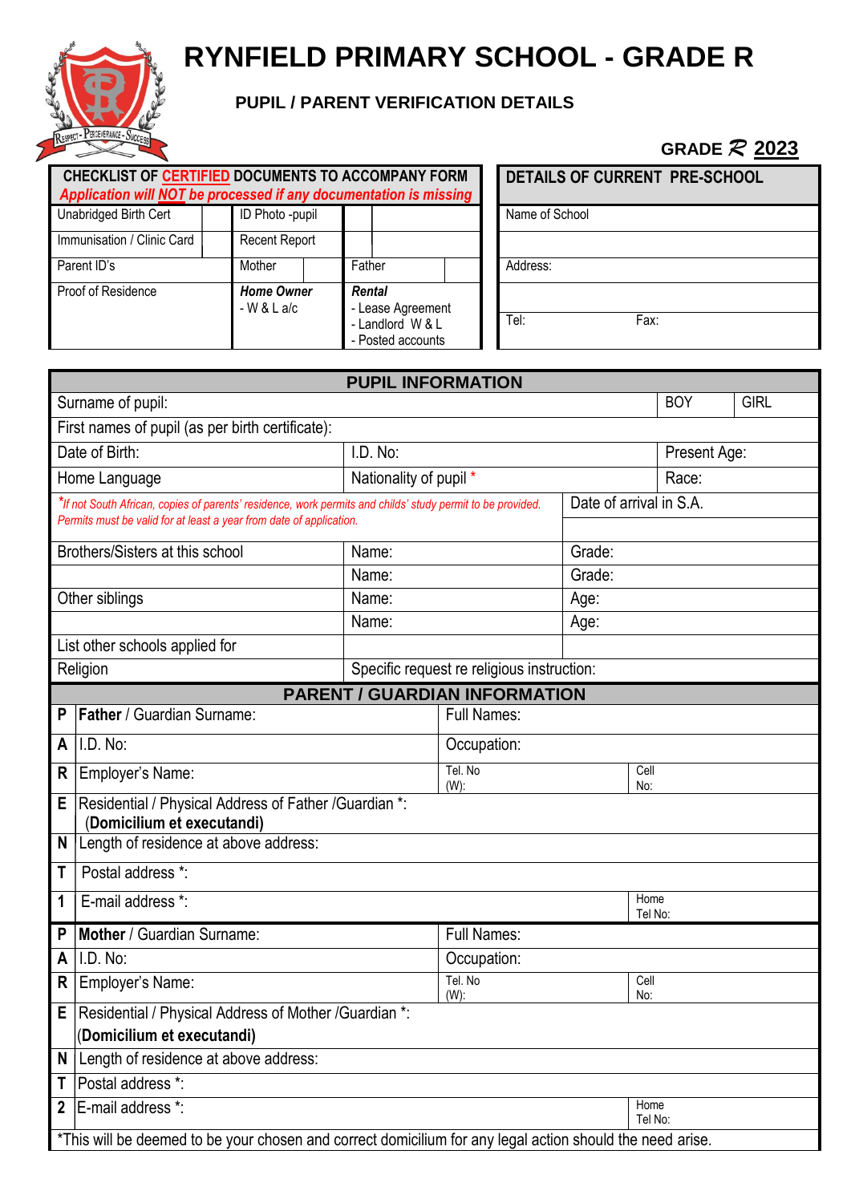# RYNFIELD PRIMARY SCHOOL - GRADE R

## PUPIL / PARENT VERIFICATION DETAILS

**GRADE R 2023**

| **CHECKLIST OF CERTIFIED DOCUMENTS TO ACCOMPANY FORM** *Application will NOT be processed if any documentation is missing* | | | | | |
|---|---|---|---|---|---|
| Unabridged Birth Cert | | ID Photo -pupil | | | |
| Immunisation / Clinic Card | | Recent Report | | | |
| Parent ID's | | Mother | | Father | |
| Proof of Residence | | ***Home Owner*** - W & L a/c | | ***Rental*** - Lease Agreement - Landlord W & L - Posted accounts | |

| **DETAILS OF CURRENT PRE-SCHOOL** | |
|---|---|
| Name of School | |
| | |
| Address: | |
| | |
| Tel: | Fax: |

| **PUPIL INFORMATION** | | | | |
|---|---|---|---|---|
| Surname of pupil: | | | BOY | GIRL |
| First names of pupil (as per birth certificate): | | | | |
| Date of Birth: | I.D. No: | | Present Age: | |
| Home Language | Nationality of pupil * | | Race: | |
| *\*If not South African, copies of parents' residence, work permits and childs' study permit to be provided. Permits must be valid for at least a year from date of application.* | | Date of arrival in S.A. | | |
| Brothers/Sisters at this school | Name: | Grade: | | |
| | Name: | Grade: | | |
| Other siblings | Name: | Age: | | |
| | Name: | Age: | | |
| List other schools applied for | | | | |
| Religion | Specific request re religious instruction: | | | |

| **PARENT / GUARDIAN INFORMATION** | | | |
|---|---|---|---|
| **P** | **Father** / Guardian Surname: | Full Names: | |
| **A** | I.D. No: | Occupation: | |
| **R** | Employer's Name: | Tel. No (W): | Cell No: |
| **E** | Residential / Physical Address of Father /Guardian *: (**Domicilium et executandi)** | | |
| **N** | Length of residence at above address: | | |
| **T** | Postal address *: | | |
| **1** | E-mail address *: | | Home Tel No: |
| **P** | **Mother** / Guardian Surname: | Full Names: | |
| **A** | I.D. No: | Occupation: | |
| **R** | Employer's Name: | Tel. No (W): | Cell No: |
| **E** | Residential / Physical Address of Mother /Guardian *: (**Domicilium et executandi)** | | |
| **N** | Length of residence at above address: | | |
| **T** | Postal address *: | | |
| **2** | E-mail address *: | | Home Tel No: |

*This will be deemed to be your chosen and correct domicilium for any legal action should the need arise.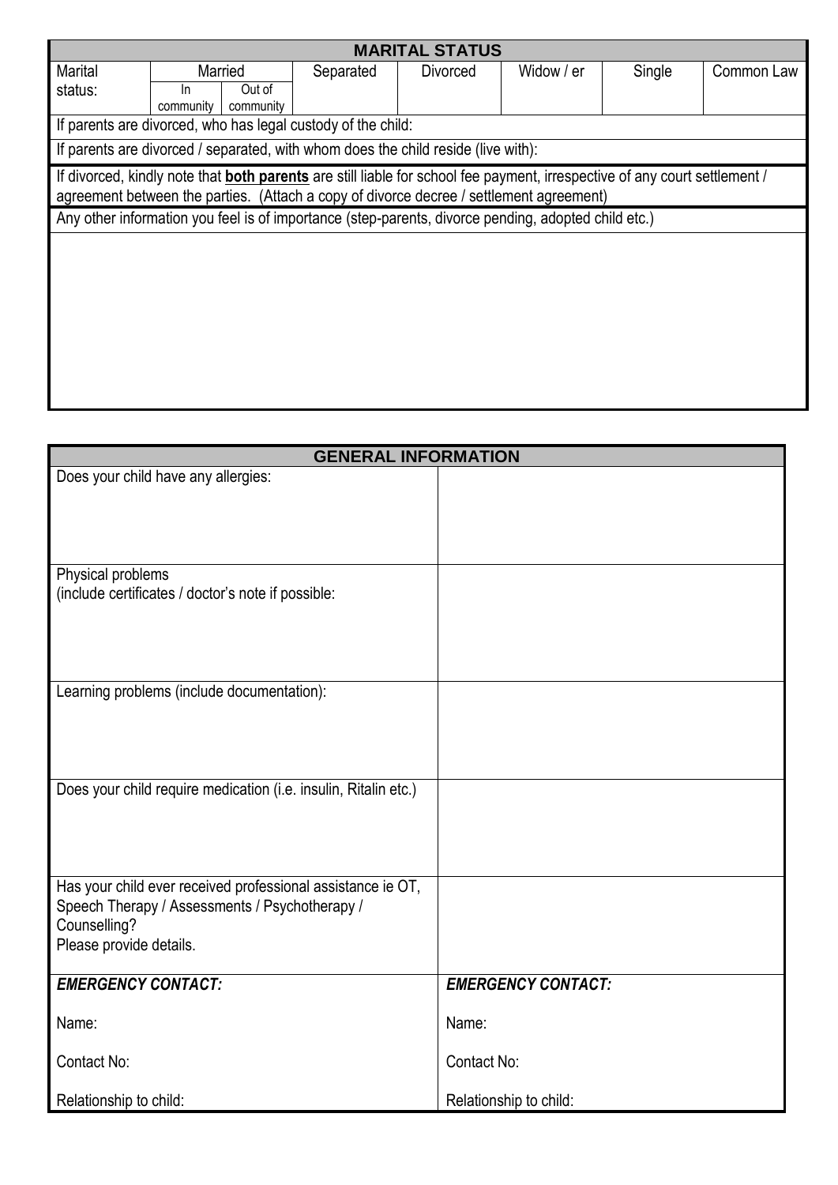## MARITAL STATUS

| Marital status: | Married | | Separated | Divorced | Widow / er | Single | Common Law |
|---|---|---|---|---|---|---|---|
| | In community | Out of community | | | | | |

If parents are divorced, who has legal custody of the child:

If parents are divorced / separated, with whom does the child reside (live with):

If divorced, kindly note that **both parents** are still liable for school fee payment, irrespective of any court settlement / agreement between the parties. (Attach a copy of divorce decree / settlement agreement)

Any other information you feel is of importance (step-parents, divorce pending, adopted child etc.)

## GENERAL INFORMATION

| | |
|---|---|
| Does your child have any allergies: | |
| Physical problems (include certificates / doctor's note if possible: | |
| Learning problems (include documentation): | |
| Does your child require medication (i.e. insulin, Ritalin etc.) | |
| Has your child ever received professional assistance ie OT, Speech Therapy / Assessments / Psychotherapy / Counselling? Please provide details. | |
| ***EMERGENCY CONTACT:*** | ***EMERGENCY CONTACT:*** |
| Name: | Name: |
| Contact No: | Contact No: |
| Relationship to child: | Relationship to child: |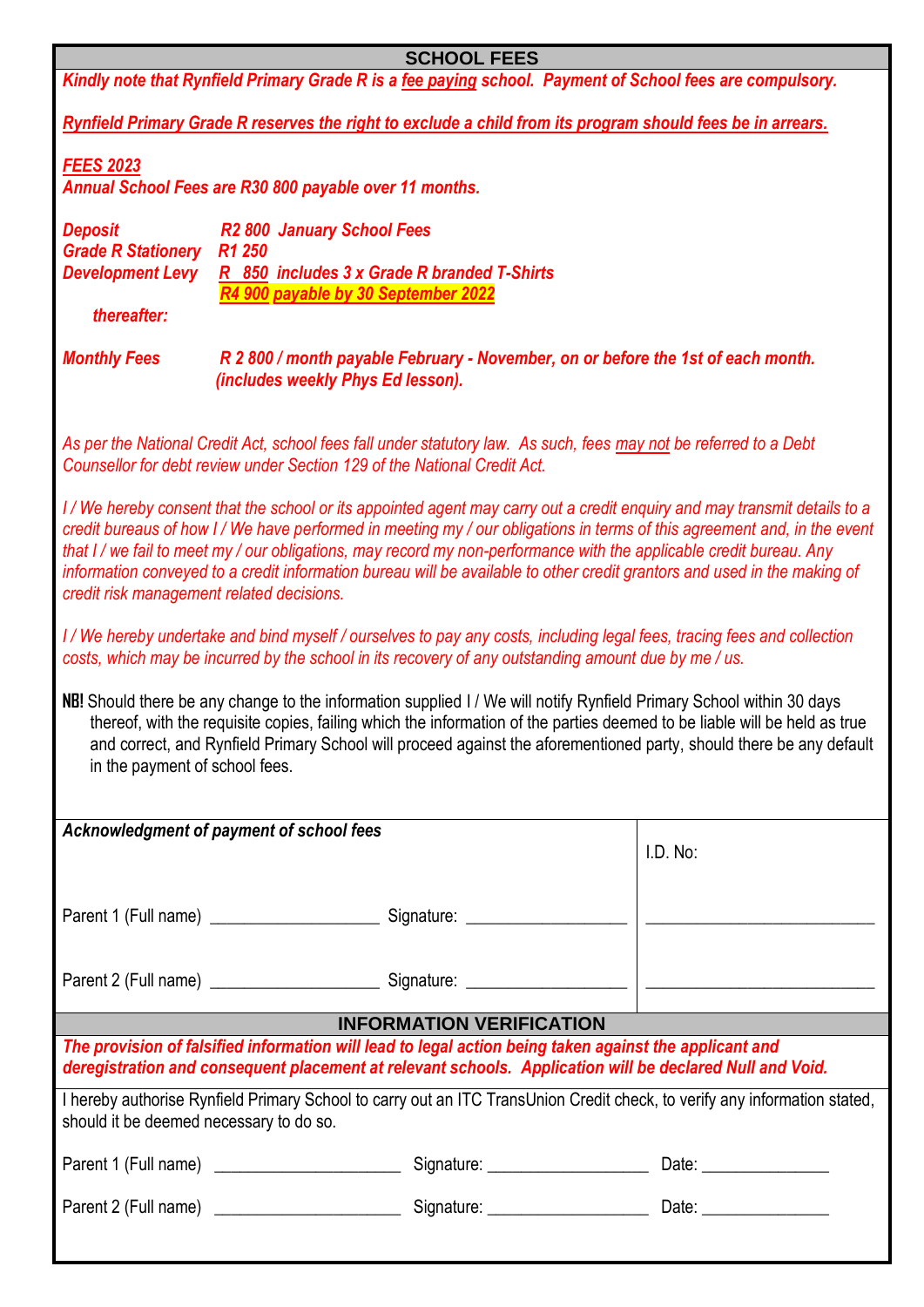## SCHOOL FEES

***Kindly note that Rynfield Primary Grade R is a fee paying school. Payment of School fees are compulsory.***

***Rynfield Primary Grade R reserves the right to exclude a child from its program should fees be in arrears.***

***FEES 2023***

***Annual School Fees are R30 800 payable over 11 months.***

| | |
|---|---|
| ***Deposit*** | ***R2 800 January School Fees*** |
| ***Grade R Stationery*** | ***R1 250*** |
| ***Development Levy*** | ***R 850 includes 3 x Grade R branded T-Shirts*** |
| | ***R4 900 payable by 30 September 2022*** |
| ***thereafter:*** | |
| ***Monthly Fees*** | ***R 2 800 / month payable February - November, on or before the 1st of each month. (includes weekly Phys Ed lesson).*** |

*As per the National Credit Act, school fees fall under statutory law. As such, fees may not be referred to a Debt Counsellor for debt review under Section 129 of the National Credit Act.*

*I / We hereby consent that the school or its appointed agent may carry out a credit enquiry and may transmit details to a credit bureaus of how I / We have performed in meeting my / our obligations in terms of this agreement and, in the event that I / we fail to meet my / our obligations, may record my non-performance with the applicable credit bureau. Any information conveyed to a credit information bureau will be available to other credit grantors and used in the making of credit risk management related decisions.*

*I / We hereby undertake and bind myself / ourselves to pay any costs, including legal fees, tracing fees and collection costs, which may be incurred by the school in its recovery of any outstanding amount due by me / us.*

**NB!** Should there be any change to the information supplied I / We will notify Rynfield Primary School within 30 days thereof, with the requisite copies, failing which the information of the parties deemed to be liable will be held as true and correct, and Rynfield Primary School will proceed against the aforementioned party, should there be any default in the payment of school fees.

| ***Acknowledgment of payment of school fees*** | I.D. No: |
|---|---|
| Parent 1 (Full name) ___________________ Signature: __________________ | __________________________ |
| Parent 2 (Full name) ___________________ Signature: __________________ | __________________________ |

## INFORMATION VERIFICATION

***The provision of falsified information will lead to legal action being taken against the applicant and deregistration and consequent placement at relevant schools. Application will be declared Null and Void.***

I hereby authorise Rynfield Primary School to carry out an ITC TransUnion Credit check, to verify any information stated, should it be deemed necessary to do so.

Parent 1 (Full name) _____________________ Signature: __________________ Date: ______________

Parent 2 (Full name) _____________________ Signature: __________________ Date: ______________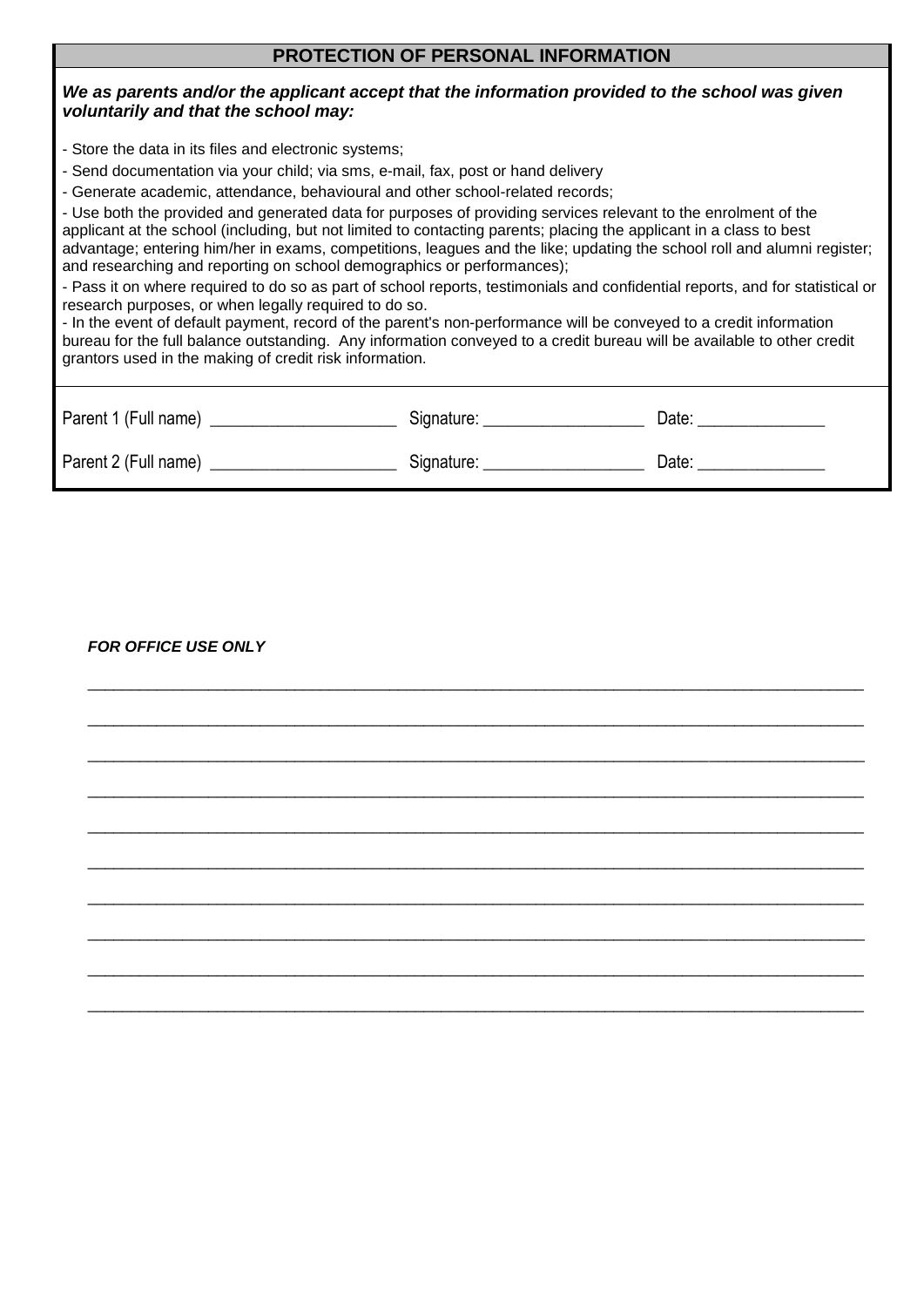## PROTECTION OF PERSONAL INFORMATION

***We as parents and/or the applicant accept that the information provided to the school was given voluntarily and that the school may:***

- Store the data in its files and electronic systems;
- Send documentation via your child; via sms, e-mail, fax, post or hand delivery
- Generate academic, attendance, behavioural and other school-related records;
- Use both the provided and generated data for purposes of providing services relevant to the enrolment of the applicant at the school (including, but not limited to contacting parents; placing the applicant in a class to best advantage; entering him/her in exams, competitions, leagues and the like; updating the school roll and alumni register; and researching and reporting on school demographics or performances);
- Pass it on when required to do so as part of school reports, testimonials and confidential reports, and for statistical or research purposes, or when legally required to do so.
- In the event of default payment, record of the parent's non-performance will be conveyed to a credit information bureau for the full balance outstanding. Any information conveyed to a credit bureau will be available to other credit grantors used in the making of credit risk information.

Parent 1 (Full name) ______________________ Signature: ____________________ Date: ________________

Parent 2 (Full name) ______________________ Signature: ____________________ Date: ________________

***FOR OFFICE USE ONLY***

______________________________________________________________________________

______________________________________________________________________________

______________________________________________________________________________

______________________________________________________________________________

______________________________________________________________________________

______________________________________________________________________________

______________________________________________________________________________

______________________________________________________________________________

______________________________________________________________________________

______________________________________________________________________________